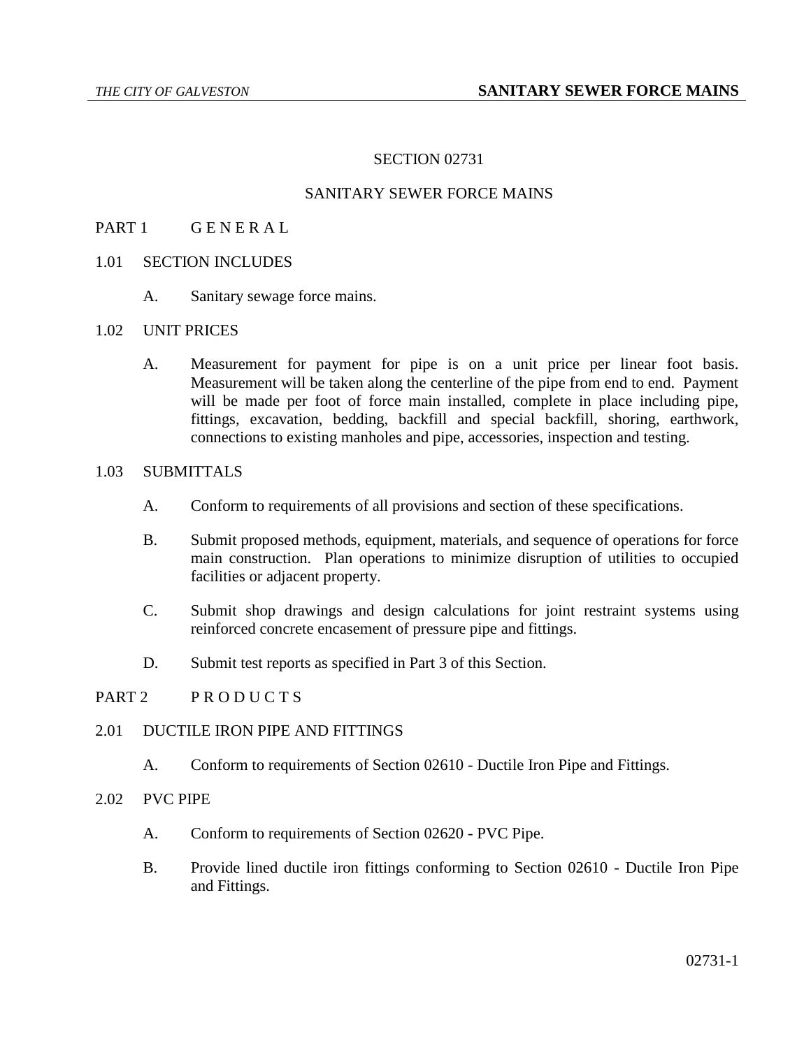# SECTION 02731

# SANITARY SEWER FORCE MAINS

## PART 1 G E N E R A L

### 1.01 SECTION INCLUDES

A. Sanitary sewage force mains.

### 1.02 UNIT PRICES

A. Measurement for payment for pipe is on a unit price per linear foot basis. Measurement will be taken along the centerline of the pipe from end to end. Payment will be made per foot of force main installed, complete in place including pipe, fittings, excavation, bedding, backfill and special backfill, shoring, earthwork, connections to existing manholes and pipe, accessories, inspection and testing.

### 1.03 SUBMITTALS

A. Conform to requirements of all provisions and section of these specifications.

B. Submit proposed methods, equipment, materials, and sequence of operations for force main construction. Plan operations to minimize disruption of utilities to occupied facilities or adjacent property.

C. Submit shop drawings and design calculations for joint restraint systems using reinforced concrete encasement of pressure pipe and fittings.

D. Submit test reports as specified in Part 3 of this Section.

## PART 2 P R O D U C T S

### 2.01 DUCTILE IRON PIPE AND FITTINGS

A. Conform to requirements of Section 02610 - Ductile Iron Pipe and Fittings.

### 2.02 PVC PIPE

A. Conform to requirements of Section 02620 - PVC Pipe.

B. Provide lined ductile iron fittings conforming to Section 02610 - Ductile Iron Pipe and Fittings.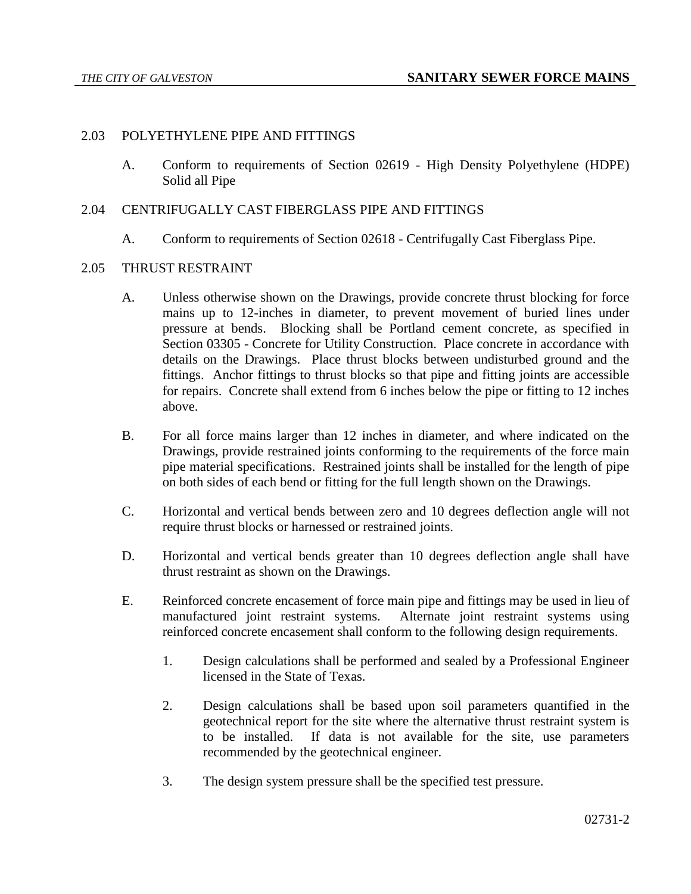## 2.03 POLYETHYLENE PIPE AND FITTINGS

A. Conform to requirements of Section 02619 - High Density Polyethylene (HDPE) Solid all Pipe

## 2.04 CENTRIFUGALLY CAST FIBERGLASS PIPE AND FITTINGS

A. Conform to requirements of Section 02618 - Centrifugally Cast Fiberglass Pipe.

## 2.05 THRUST RESTRAINT

A. Unless otherwise shown on the Drawings, provide concrete thrust blocking for force mains up to 12-inches in diameter, to prevent movement of buried lines under pressure at bends. Blocking shall be Portland cement concrete, as specified in Section 03305 - Concrete for Utility Construction. Place concrete in accordance with details on the Drawings. Place thrust blocks between undisturbed ground and the fittings. Anchor fittings to thrust blocks so that pipe and fitting joints are accessible for repairs. Concrete shall extend from 6 inches below the pipe or fitting to 12 inches above.

B. For all force mains larger than 12 inches in diameter, and where indicated on the Drawings, provide restrained joints conforming to the requirements of the force main pipe material specifications. Restrained joints shall be installed for the length of pipe on both sides of each bend or fitting for the full length shown on the Drawings.

C. Horizontal and vertical bends between zero and 10 degrees deflection angle will not require thrust blocks or harnessed or restrained joints.

D. Horizontal and vertical bends greater than 10 degrees deflection angle shall have thrust restraint as shown on the Drawings.

E. Reinforced concrete encasement of force main pipe and fittings may be used in lieu of manufactured joint restraint systems. Alternate joint restraint systems using reinforced concrete encasement shall conform to the following design requirements.

1. Design calculations shall be performed and sealed by a Professional Engineer licensed in the State of Texas.

2. Design calculations shall be based upon soil parameters quantified in the geotechnical report for the site where the alternative thrust restraint system is to be installed. If data is not available for the site, use parameters recommended by the geotechnical engineer.

3. The design system pressure shall be the specified test pressure.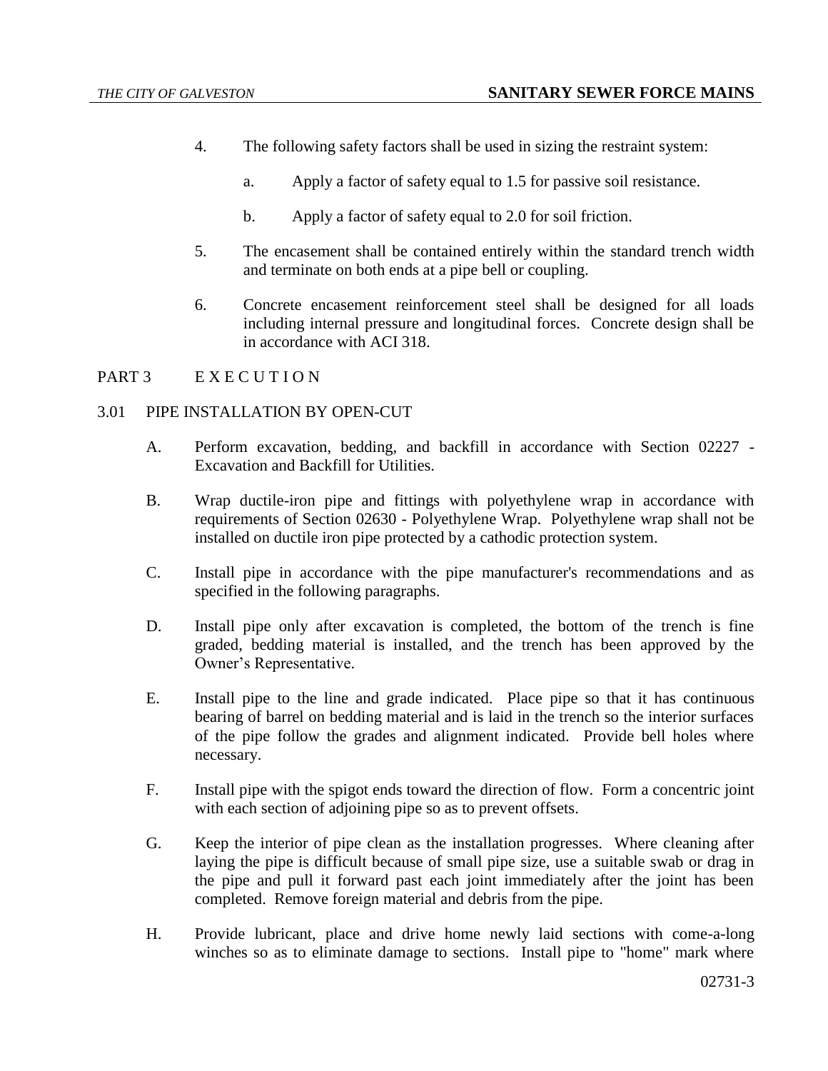4. The following safety factors shall be used in sizing the restraint system:

   a. Apply a factor of safety equal to 1.5 for passive soil resistance.

   b. Apply a factor of safety equal to 2.0 for soil friction.

5. The encasement shall be contained entirely within the standard trench width and terminate on both ends at a pipe bell or coupling.

6. Concrete encasement reinforcement steel shall be designed for all loads including internal pressure and longitudinal forces. Concrete design shall be in accordance with ACI 318.

## PART 3 E X E C U T I O N

### 3.01 PIPE INSTALLATION BY OPEN-CUT

A. Perform excavation, bedding, and backfill in accordance with Section 02227 - Excavation and Backfill for Utilities.

B. Wrap ductile-iron pipe and fittings with polyethylene wrap in accordance with requirements of Section 02630 - Polyethylene Wrap. Polyethylene wrap shall not be installed on ductile iron pipe protected by a cathodic protection system.

C. Install pipe in accordance with the pipe manufacturer's recommendations and as specified in the following paragraphs.

D. Install pipe only after excavation is completed, the bottom of the trench is fine graded, bedding material is installed, and the trench has been approved by the Owner's Representative.

E. Install pipe to the line and grade indicated. Place pipe so that it has continuous bearing of barrel on bedding material and is laid in the trench so the interior surfaces of the pipe follow the grades and alignment indicated. Provide bell holes where necessary.

F. Install pipe with the spigot ends toward the direction of flow. Form a concentric joint with each section of adjoining pipe so as to prevent offsets.

G. Keep the interior of pipe clean as the installation progresses. Where cleaning after laying the pipe is difficult because of small pipe size, use a suitable swab or drag in the pipe and pull it forward past each joint immediately after the joint has been completed. Remove foreign material and debris from the pipe.

H. Provide lubricant, place and drive home newly laid sections with come-a-long winches so as to eliminate damage to sections. Install pipe to "home" mark where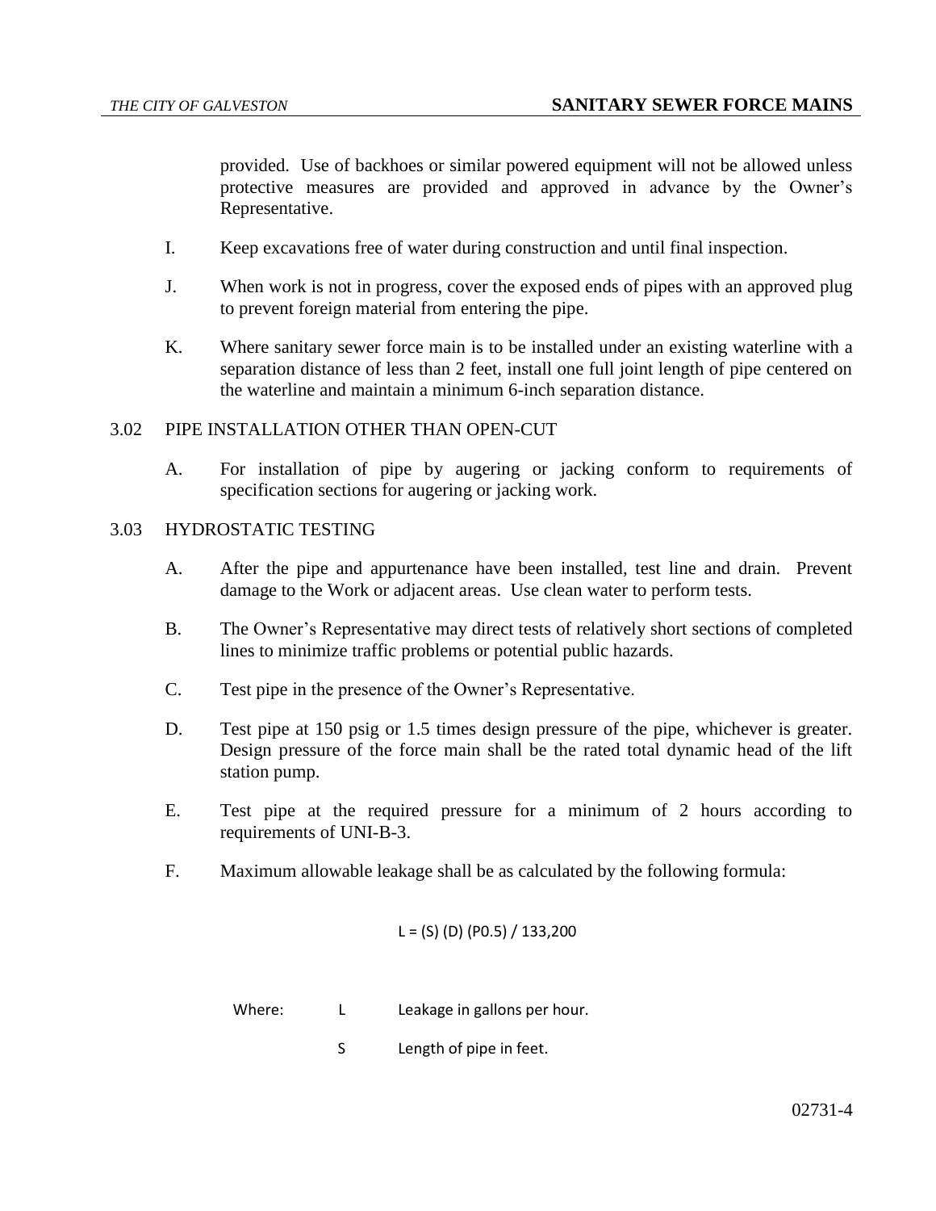provided. Use of backhoes or similar powered equipment will not be allowed unless protective measures are provided and approved in advance by the Owner's Representative.

I. Keep excavations free of water during construction and until final inspection.

J. When work is not in progress, cover the exposed ends of pipes with an approved plug to prevent foreign material from entering the pipe.

K. Where sanitary sewer force main is to be installed under an existing waterline with a separation distance of less than 2 feet, install one full joint length of pipe centered on the waterline and maintain a minimum 6-inch separation distance.

## 3.02 PIPE INSTALLATION OTHER THAN OPEN-CUT

A. For installation of pipe by augering or jacking conform to requirements of specification sections for augering or jacking work.

## 3.03 HYDROSTATIC TESTING

A. After the pipe and appurtenance have been installed, test line and drain. Prevent damage to the Work or adjacent areas. Use clean water to perform tests.

B. The Owner's Representative may direct tests of relatively short sections of completed lines to minimize traffic problems or potential public hazards.

C. Test pipe in the presence of the Owner's Representative.

D. Test pipe at 150 psig or 1.5 times design pressure of the pipe, whichever is greater. Design pressure of the force main shall be the rated total dynamic head of the lift station pump.

E. Test pipe at the required pressure for a minimum of 2 hours according to requirements of UNI-B-3.

F. Maximum allowable leakage shall be as calculated by the following formula:

$$L = (S)(D)(P^{0.5}) / 133{,}200$$

Where: L Leakage in gallons per hour.

S Length of pipe in feet.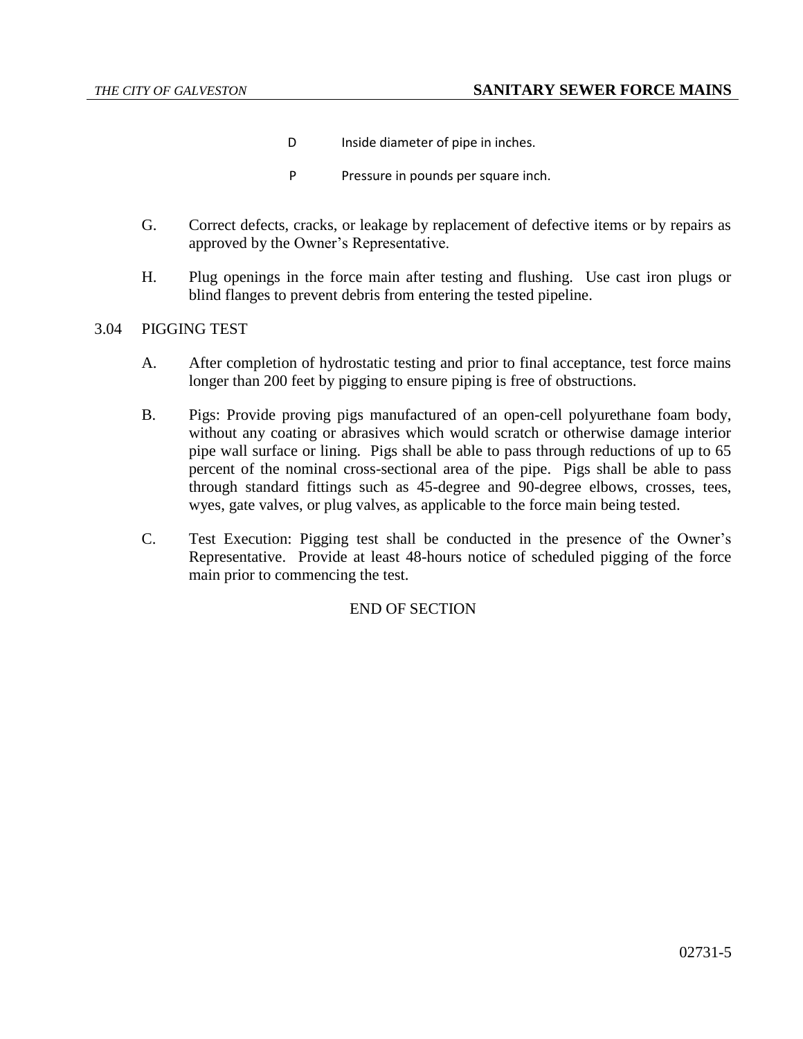D Inside diameter of pipe in inches.

P Pressure in pounds per square inch.

G. Correct defects, cracks, or leakage by replacement of defective items or by repairs as approved by the Owner's Representative.

H. Plug openings in the force main after testing and flushing. Use cast iron plugs or blind flanges to prevent debris from entering the tested pipeline.

## 3.04 PIGGING TEST

A. After completion of hydrostatic testing and prior to final acceptance, test force mains longer than 200 feet by pigging to ensure piping is free of obstructions.

B. Pigs: Provide proving pigs manufactured of an open-cell polyurethane foam body, without any coating or abrasives which would scratch or otherwise damage interior pipe wall surface or lining. Pigs shall be able to pass through reductions of up to 65 percent of the nominal cross-sectional area of the pipe. Pigs shall be able to pass through standard fittings such as 45-degree and 90-degree elbows, crosses, tees, wyes, gate valves, or plug valves, as applicable to the force main being tested.

C. Test Execution: Pigging test shall be conducted in the presence of the Owner's Representative. Provide at least 48-hours notice of scheduled pigging of the force main prior to commencing the test.

END OF SECTION